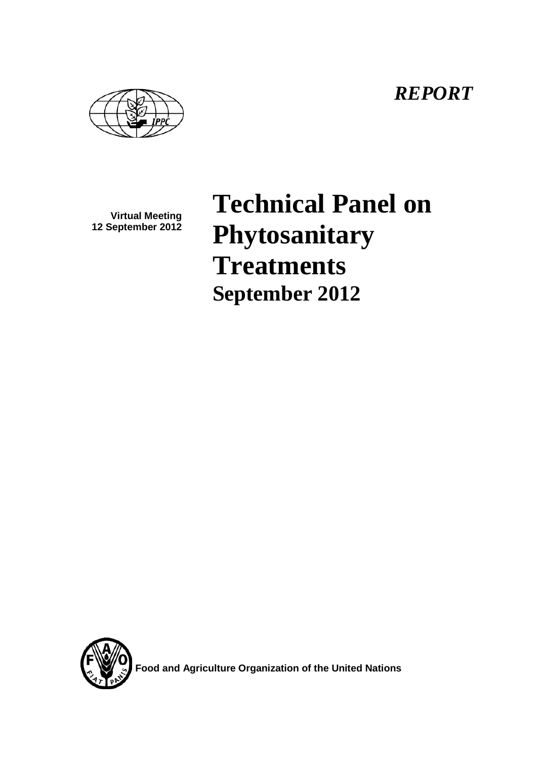*REPORT*

**Virtual Meeting**
**12 September 2012**

# Technical Panel on Phytosanitary Treatments

## September 2012

**Food and Agriculture Organization of the United Nations**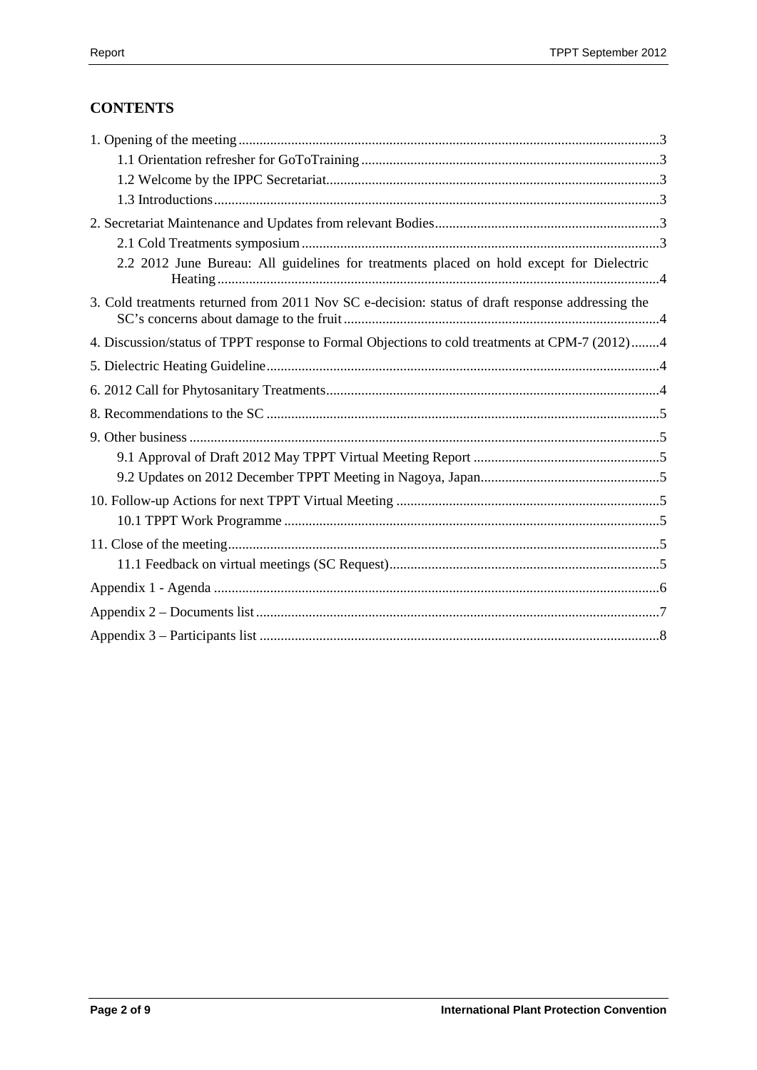## CONTENTS

1. Opening of the meeting ....................................................................................................................3
    - 1.1 Orientation refresher for GoToTraining ....................................................................................3
    - 1.2 Welcome by the IPPC Secretariat..............................................................................................3
    - 1.3 Introductions .............................................................................................................................3

2. Secretariat Maintenance and Updates from relevant Bodies ................................................................3
    - 2.1 Cold Treatments symposium .....................................................................................................3
    - 2.2 2012 June Bureau: All guidelines for treatments placed on hold except for Dielectric Heating ............................................................................................................................................4

3. Cold treatments returned from 2011 Nov SC e-decision: status of draft response addressing the SC's concerns about damage to the fruit .........................................................................................4

4. Discussion/status of TPPT response to Formal Objections to cold treatments at CPM-7 (2012) ........4

5. Dielectric Heating Guideline ...............................................................................................................4

6. 2012 Call for Phytosanitary Treatments ..............................................................................................4

8. Recommendations to the SC ...............................................................................................................5

9. Other business .....................................................................................................................................5
    - 9.1 Approval of Draft 2012 May TPPT Virtual Meeting Report .....................................................5
    - 9.2 Updates on 2012 December TPPT Meeting in Nagoya, Japan...................................................5

10. Follow-up Actions for next TPPT Virtual Meeting ...........................................................................5
    - 10.1 TPPT Work Programme ..........................................................................................................5

11. Close of the meeting ..........................................................................................................................5
    - 11.1 Feedback on virtual meetings (SC Request).............................................................................5

Appendix 1 - Agenda .............................................................................................................................6

Appendix 2 – Documents list ..................................................................................................................7

Appendix 3 – Participants list .................................................................................................................8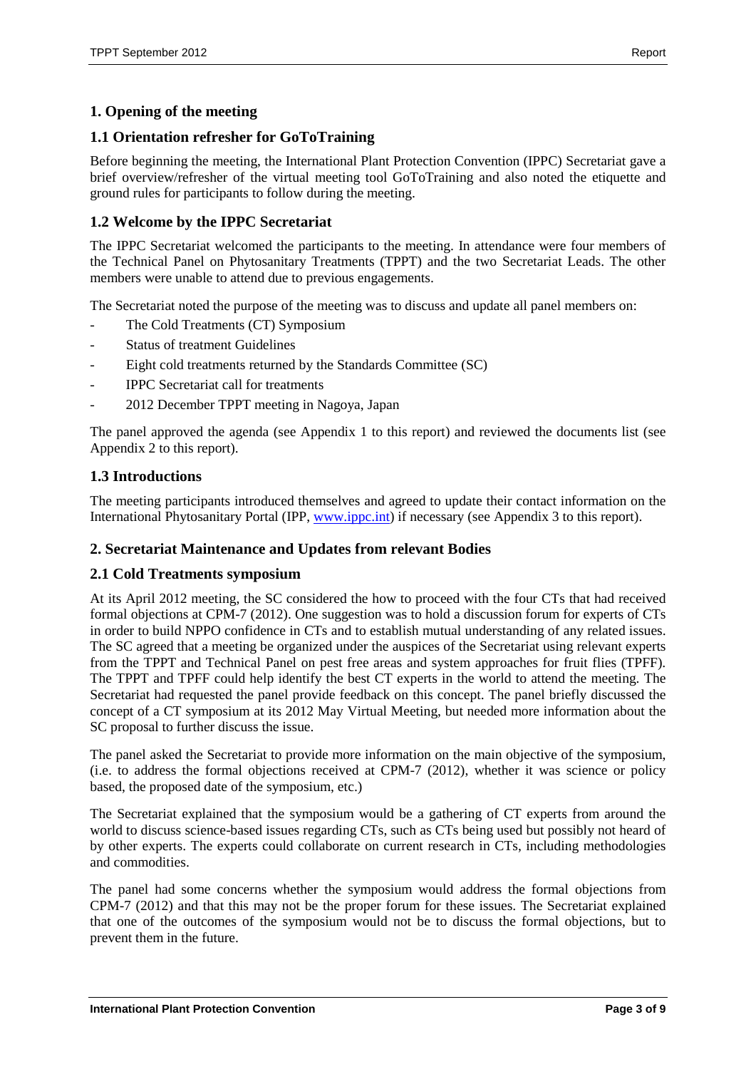## 1. Opening of the meeting

### 1.1 Orientation refresher for GoToTraining

Before beginning the meeting, the International Plant Protection Convention (IPPC) Secretariat gave a brief overview/refresher of the virtual meeting tool GoToTraining and also noted the etiquette and ground rules for participants to follow during the meeting.

### 1.2 Welcome by the IPPC Secretariat

The IPPC Secretariat welcomed the participants to the meeting. In attendance were four members of the Technical Panel on Phytosanitary Treatments (TPPT) and the two Secretariat Leads. The other members were unable to attend due to previous engagements.

The Secretariat noted the purpose of the meeting was to discuss and update all panel members on:

- The Cold Treatments (CT) Symposium
- Status of treatment Guidelines
- Eight cold treatments returned by the Standards Committee (SC)
- IPPC Secretariat call for treatments
- 2012 December TPPT meeting in Nagoya, Japan

The panel approved the agenda (see Appendix 1 to this report) and reviewed the documents list (see Appendix 2 to this report).

### 1.3 Introductions

The meeting participants introduced themselves and agreed to update their contact information on the International Phytosanitary Portal (IPP, www.ippc.int) if necessary (see Appendix 3 to this report).

## 2. Secretariat Maintenance and Updates from relevant Bodies

### 2.1 Cold Treatments symposium

At its April 2012 meeting, the SC considered the how to proceed with the four CTs that had received formal objections at CPM-7 (2012). One suggestion was to hold a discussion forum for experts of CTs in order to build NPPO confidence in CTs and to establish mutual understanding of any related issues. The SC agreed that a meeting be organized under the auspices of the Secretariat using relevant experts from the TPPT and Technical Panel on pest free areas and system approaches for fruit flies (TPFF). The TPPT and TPFF could help identify the best CT experts in the world to attend the meeting. The Secretariat had requested the panel provide feedback on this concept. The panel briefly discussed the concept of a CT symposium at its 2012 May Virtual Meeting, but needed more information about the SC proposal to further discuss the issue.

The panel asked the Secretariat to provide more information on the main objective of the symposium, (i.e. to address the formal objections received at CPM-7 (2012), whether it was science or policy based, the proposed date of the symposium, etc.)

The Secretariat explained that the symposium would be a gathering of CT experts from around the world to discuss science-based issues regarding CTs, such as CTs being used but possibly not heard of by other experts. The experts could collaborate on current research in CTs, including methodologies and commodities.

The panel had some concerns whether the symposium would address the formal objections from CPM-7 (2012) and that this may not be the proper forum for these issues. The Secretariat explained that one of the outcomes of the symposium would not be to discuss the formal objections, but to prevent them in the future.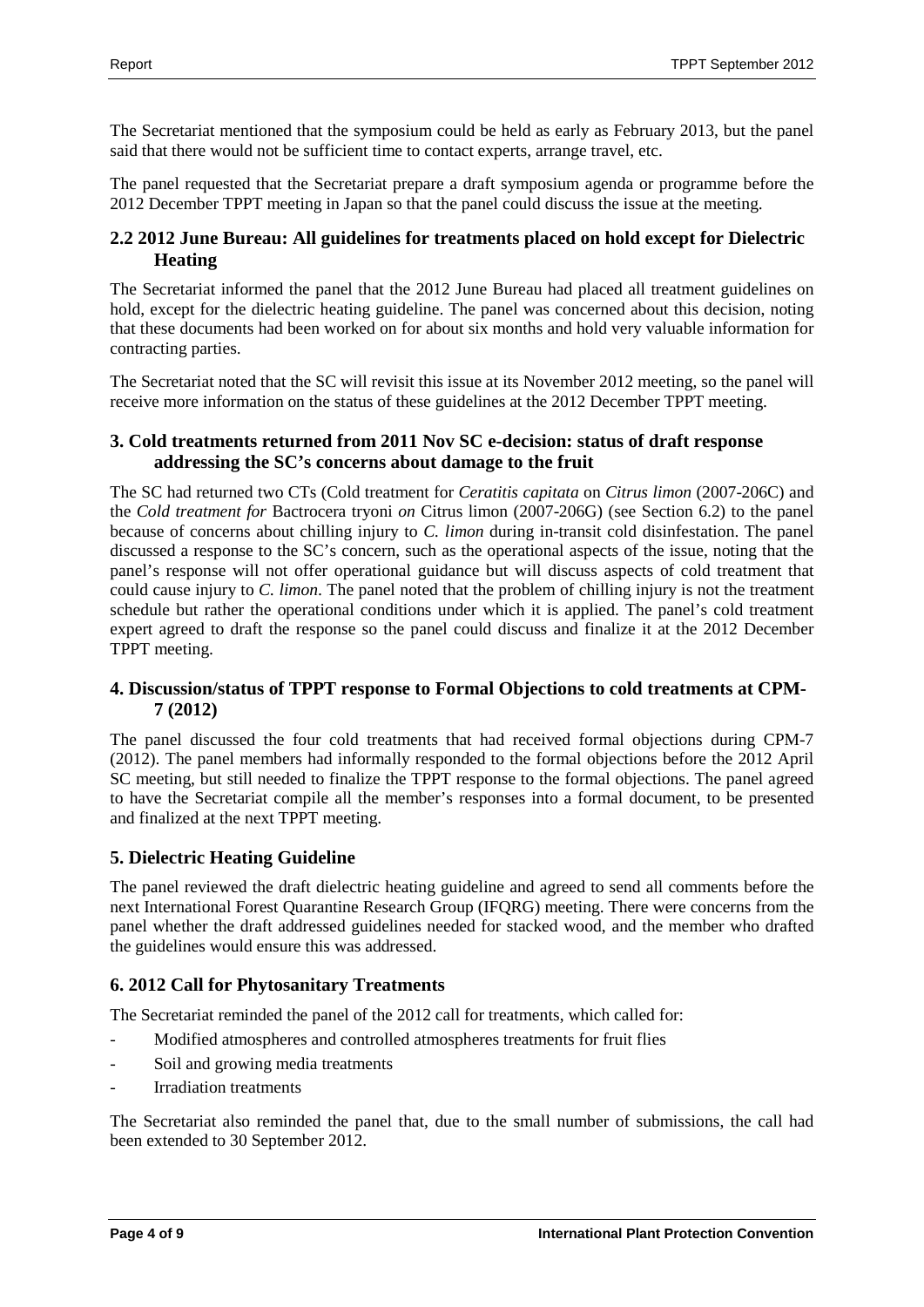The Secretariat mentioned that the symposium could be held as early as February 2013, but the panel said that there would not be sufficient time to contact experts, arrange travel, etc.

The panel requested that the Secretariat prepare a draft symposium agenda or programme before the 2012 December TPPT meeting in Japan so that the panel could discuss the issue at the meeting.

## 2.2 2012 June Bureau: All guidelines for treatments placed on hold except for Dielectric Heating

The Secretariat informed the panel that the 2012 June Bureau had placed all treatment guidelines on hold, except for the dielectric heating guideline. The panel was concerned about this decision, noting that these documents had been worked on for about six months and hold very valuable information for contracting parties.

The Secretariat noted that the SC will revisit this issue at its November 2012 meeting, so the panel will receive more information on the status of these guidelines at the 2012 December TPPT meeting.

## 3. Cold treatments returned from 2011 Nov SC e-decision: status of draft response addressing the SC's concerns about damage to the fruit

The SC had returned two CTs (Cold treatment for *Ceratitis capitata* on *Citrus limon* (2007-206C) and the *Cold treatment for* Bactrocera tryoni *on* Citrus limon (2007-206G) (see Section 6.2) to the panel because of concerns about chilling injury to *C. limon* during in-transit cold disinfestation. The panel discussed a response to the SC's concern, such as the operational aspects of the issue, noting that the panel's response will not offer operational guidance but will discuss aspects of cold treatment that could cause injury to *C. limon*. The panel noted that the problem of chilling injury is not the treatment schedule but rather the operational conditions under which it is applied. The panel's cold treatment expert agreed to draft the response so the panel could discuss and finalize it at the 2012 December TPPT meeting.

## 4. Discussion/status of TPPT response to Formal Objections to cold treatments at CPM-7 (2012)

The panel discussed the four cold treatments that had received formal objections during CPM-7 (2012). The panel members had informally responded to the formal objections before the 2012 April SC meeting, but still needed to finalize the TPPT response to the formal objections. The panel agreed to have the Secretariat compile all the member's responses into a formal document, to be presented and finalized at the next TPPT meeting.

## 5. Dielectric Heating Guideline

The panel reviewed the draft dielectric heating guideline and agreed to send all comments before the next International Forest Quarantine Research Group (IFQRG) meeting. There were concerns from the panel whether the draft addressed guidelines needed for stacked wood, and the member who drafted the guidelines would ensure this was addressed.

## 6. 2012 Call for Phytosanitary Treatments

The Secretariat reminded the panel of the 2012 call for treatments, which called for:

- Modified atmospheres and controlled atmospheres treatments for fruit flies
- Soil and growing media treatments
- Irradiation treatments

The Secretariat also reminded the panel that, due to the small number of submissions, the call had been extended to 30 September 2012.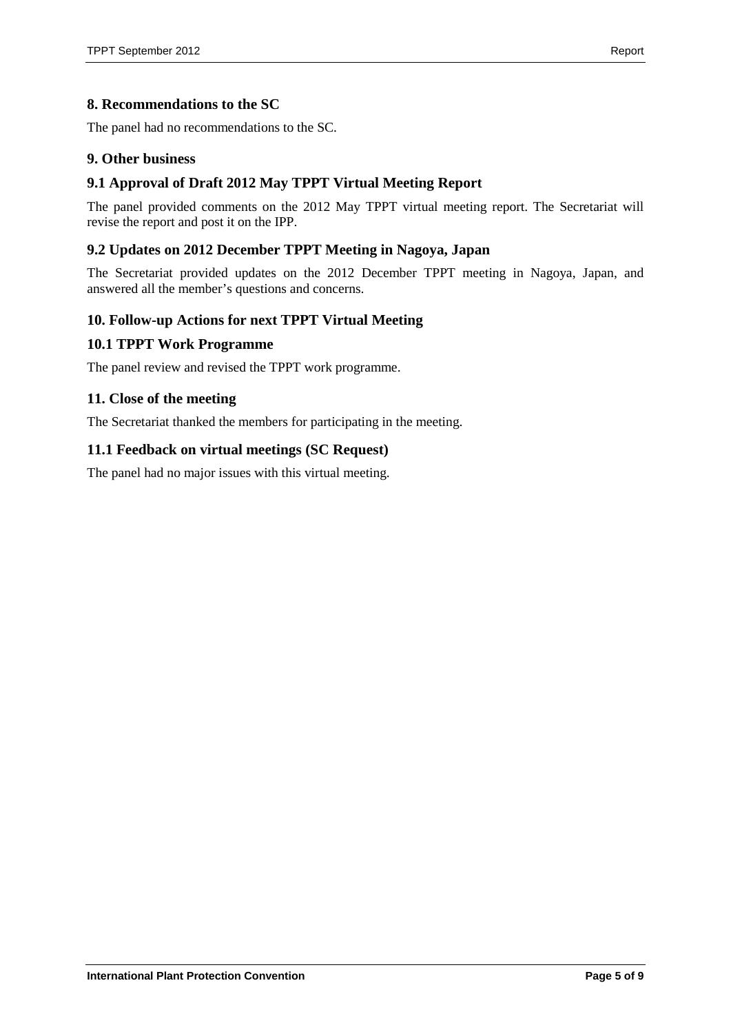## 8. Recommendations to the SC

The panel had no recommendations to the SC.

## 9. Other business

### 9.1 Approval of Draft 2012 May TPPT Virtual Meeting Report

The panel provided comments on the 2012 May TPPT virtual meeting report. The Secretariat will revise the report and post it on the IPP.

### 9.2 Updates on 2012 December TPPT Meeting in Nagoya, Japan

The Secretariat provided updates on the 2012 December TPPT meeting in Nagoya, Japan, and answered all the member's questions and concerns.

## 10. Follow-up Actions for next TPPT Virtual Meeting

### 10.1 TPPT Work Programme

The panel review and revised the TPPT work programme.

## 11. Close of the meeting

The Secretariat thanked the members for participating in the meeting.

### 11.1 Feedback on virtual meetings (SC Request)

The panel had no major issues with this virtual meeting.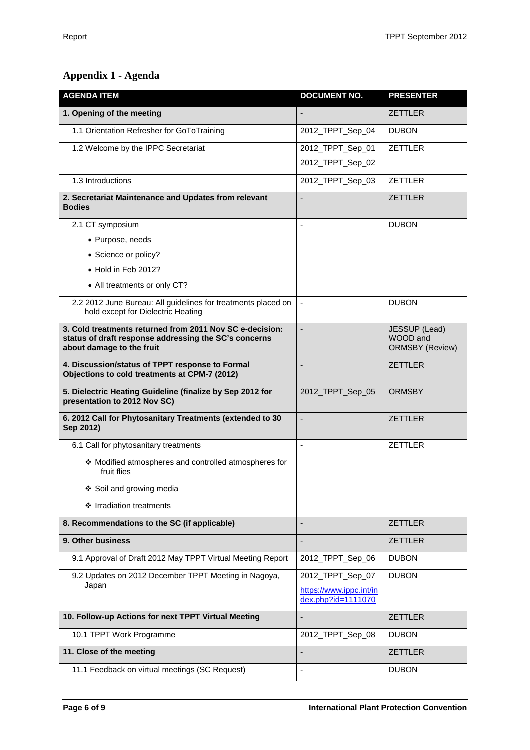## Appendix 1 - Agenda

| AGENDA ITEM | DOCUMENT NO. | PRESENTER |
|---|---|---|
| **1. Opening of the meeting** | - | ZETTLER |
| 1.1 Orientation Refresher for GoToTraining | 2012_TPPT_Sep_04 | DUBON |
| 1.2 Welcome by the IPPC Secretariat | 2012_TPPT_Sep_01<br>2012_TPPT_Sep_02 | ZETTLER |
| 1.3 Introductions | 2012_TPPT_Sep_03 | ZETTLER |
| **2. Secretariat Maintenance and Updates from relevant Bodies** | - | ZETTLER |
| 2.1 CT symposium<br>• Purpose, needs<br>• Science or policy?<br>• Hold in Feb 2012?<br>• All treatments or only CT? | - | DUBON |
| 2.2 2012 June Bureau: All guidelines for treatments placed on hold except for Dielectric Heating | - | DUBON |
| **3. Cold treatments returned from 2011 Nov SC e-decision: status of draft response addressing the SC's concerns about damage to the fruit** | - | JESSUP (Lead) WOOD and ORMSBY (Review) |
| **4. Discussion/status of TPPT response to Formal Objections to cold treatments at CPM-7 (2012)** | - | ZETTLER |
| **5. Dielectric Heating Guideline (finalize by Sep 2012 for presentation to 2012 Nov SC)** | 2012_TPPT_Sep_05 | ORMSBY |
| **6. 2012 Call for Phytosanitary Treatments (extended to 30 Sep 2012)** | - | ZETTLER |
| 6.1 Call for phytosanitary treatments<br>❖ Modified atmospheres and controlled atmospheres for fruit flies<br>❖ Soil and growing media<br>❖ Irradiation treatments | - | ZETTLER |
| **8. Recommendations to the SC (if applicable)** | - | ZETTLER |
| **9. Other business** | - | ZETTLER |
| 9.1 Approval of Draft 2012 May TPPT Virtual Meeting Report | 2012_TPPT_Sep_06 | DUBON |
| 9.2 Updates on 2012 December TPPT Meeting in Nagoya, Japan | 2012_TPPT_Sep_07<br>https://www.ippc.int/index.php?id=1111070 | DUBON |
| **10. Follow-up Actions for next TPPT Virtual Meeting** | - | ZETTLER |
| 10.1 TPPT Work Programme | 2012_TPPT_Sep_08 | DUBON |
| **11. Close of the meeting** | - | ZETTLER |
| 11.1 Feedback on virtual meetings (SC Request) | - | DUBON |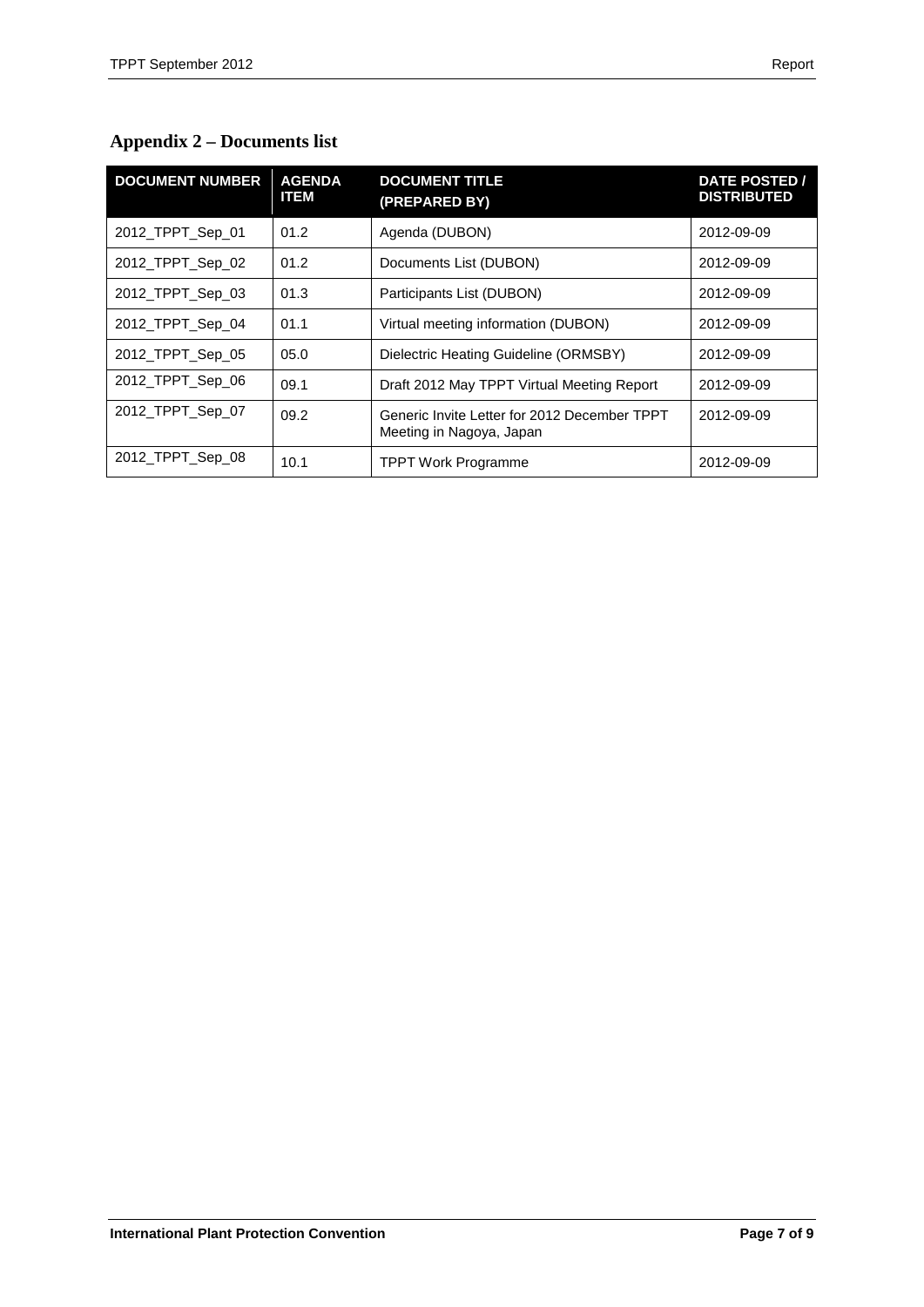## Appendix 2 – Documents list

| DOCUMENT NUMBER | AGENDA ITEM | DOCUMENT TITLE (PREPARED BY) | DATE POSTED / DISTRIBUTED |
|---|---|---|---|
| 2012_TPPT_Sep_01 | 01.2 | Agenda (DUBON) | 2012-09-09 |
| 2012_TPPT_Sep_02 | 01.2 | Documents List (DUBON) | 2012-09-09 |
| 2012_TPPT_Sep_03 | 01.3 | Participants List (DUBON) | 2012-09-09 |
| 2012_TPPT_Sep_04 | 01.1 | Virtual meeting information (DUBON) | 2012-09-09 |
| 2012_TPPT_Sep_05 | 05.0 | Dielectric Heating Guideline (ORMSBY) | 2012-09-09 |
| 2012_TPPT_Sep_06 | 09.1 | Draft 2012 May TPPT Virtual Meeting Report | 2012-09-09 |
| 2012_TPPT_Sep_07 | 09.2 | Generic Invite Letter for 2012 December TPPT Meeting in Nagoya, Japan | 2012-09-09 |
| 2012_TPPT_Sep_08 | 10.1 | TPPT Work Programme | 2012-09-09 |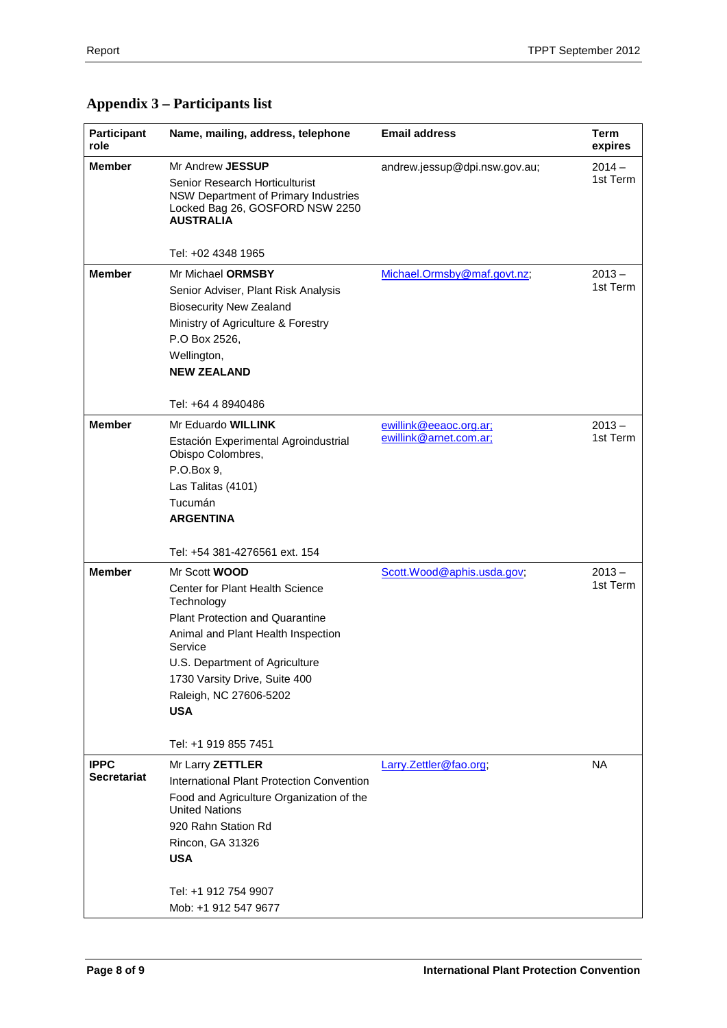## Appendix 3 – Participants list

| Participant role | Name, mailing, address, telephone | Email address | Term expires |
|---|---|---|---|
| **Member** | Mr Andrew **JESSUP**<br>Senior Research Horticulturist<br>NSW Department of Primary Industries<br>Locked Bag 26, GOSFORD NSW 2250<br>**AUSTRALIA**<br><br>Tel: +02 4348 1965 | andrew.jessup@dpi.nsw.gov.au; | 2014 – 1st Term |
| **Member** | Mr Michael **ORMSBY**<br>Senior Adviser, Plant Risk Analysis<br>Biosecurity New Zealand<br>Ministry of Agriculture & Forestry<br>P.O Box 2526,<br>Wellington,<br>**NEW ZEALAND**<br><br>Tel: +64 4 8940486 | Michael.Ormsby@maf.govt.nz; | 2013 – 1st Term |
| **Member** | Mr Eduardo **WILLINK**<br>Estación Experimental Agroindustrial Obispo Colombres,<br>P.O.Box 9,<br>Las Talitas (4101)<br>Tucumán<br>**ARGENTINA**<br><br>Tel: +54 381-4276561 ext. 154 | ewillink@eeaoc.org.ar;<br>ewillink@arnet.com.ar; | 2013 – 1st Term |
| **Member** | Mr Scott **WOOD**<br>Center for Plant Health Science Technology<br>Plant Protection and Quarantine<br>Animal and Plant Health Inspection Service<br>U.S. Department of Agriculture<br>1730 Varsity Drive, Suite 400<br>Raleigh, NC 27606-5202<br>**USA**<br><br>Tel: +1 919 855 7451 | Scott.Wood@aphis.usda.gov; | 2013 – 1st Term |
| **IPPC Secretariat** | Mr Larry **ZETTLER**<br>International Plant Protection Convention<br>Food and Agriculture Organization of the United Nations<br>920 Rahn Station Rd<br>Rincon, GA 31326<br>**USA**<br><br>Tel: +1 912 754 9907<br>Mob: +1 912 547 9677 | Larry.Zettler@fao.org; | NA |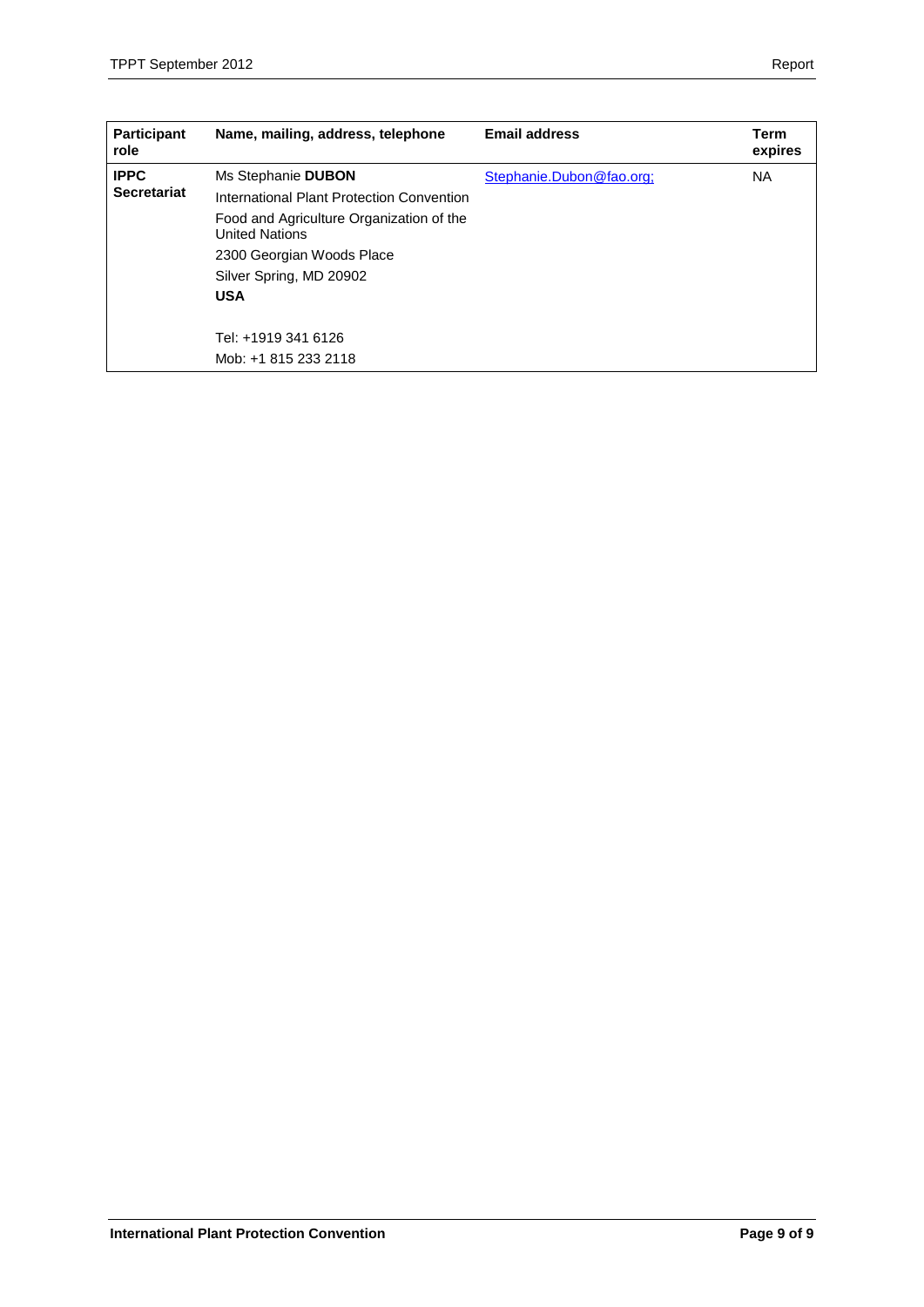| Participant role | Name, mailing, address, telephone | Email address | Term expires |
| --- | --- | --- | --- |
| **IPPC Secretariat** | Ms Stephanie **DUBON**<br>International Plant Protection Convention<br>Food and Agriculture Organization of the United Nations<br>2300 Georgian Woods Place<br>Silver Spring, MD 20902<br>**USA**<br><br>Tel: +1919 341 6126<br>Mob: +1 815 233 2118 | Stephanie.Dubon@fao.org; | NA |